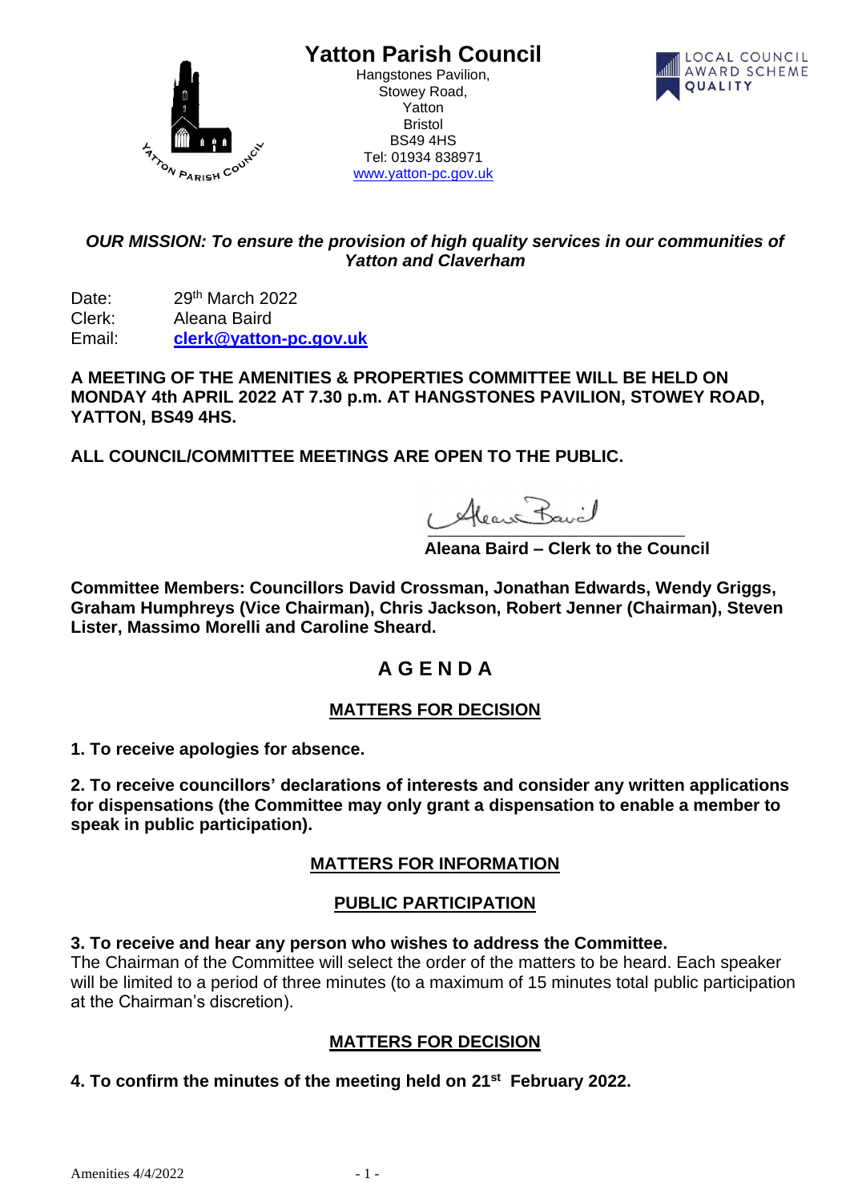# Yatton Parish Council

Hangstones Pavilion,
Stowey Road,
Yatton
Bristol
BS49 4HS
Tel: 01934 838971
www.yatton-pc.gov.uk

***OUR MISSION: To ensure the provision of high quality services in our communities of Yatton and Claverham***

Date: 29th March 2022
Clerk: Aleana Baird
Email: **clerk@yatton-pc.gov.uk**

**A MEETING OF THE AMENITIES & PROPERTIES COMMITTEE WILL BE HELD ON MONDAY 4th APRIL 2022 AT 7.30 p.m. AT HANGSTONES PAVILION, STOWEY ROAD, YATTON, BS49 4HS.**

**ALL COUNCIL/COMMITTEE MEETINGS ARE OPEN TO THE PUBLIC.**

**Aleana Baird – Clerk to the Council**

**Committee Members: Councillors David Crossman, Jonathan Edwards, Wendy Griggs, Graham Humphreys (Vice Chairman), Chris Jackson, Robert Jenner (Chairman), Steven Lister, Massimo Morelli and Caroline Sheard.**

## A G E N D A

### MATTERS FOR DECISION

**1. To receive apologies for absence.**

**2. To receive councillors' declarations of interests and consider any written applications for dispensations (the Committee may only grant a dispensation to enable a member to speak in public participation).**

### MATTERS FOR INFORMATION

### PUBLIC PARTICIPATION

**3. To receive and hear any person who wishes to address the Committee.**
The Chairman of the Committee will select the order of the matters to be heard. Each speaker will be limited to a period of three minutes (to a maximum of 15 minutes total public participation at the Chairman's discretion).

### MATTERS FOR DECISION

**4. To confirm the minutes of the meeting held on 21st February 2022.**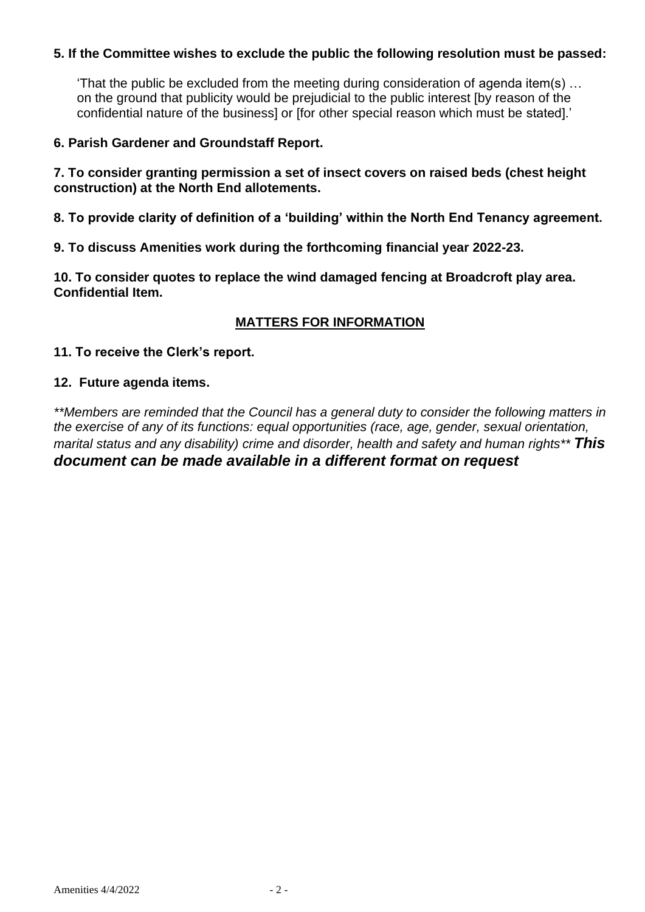**5. If the Committee wishes to exclude the public the following resolution must be passed:**

'That the public be excluded from the meeting during consideration of agenda item(s) … on the ground that publicity would be prejudicial to the public interest [by reason of the confidential nature of the business] or [for other special reason which must be stated].'

**6. Parish Gardener and Groundstaff Report.**

**7. To consider granting permission a set of insect covers on raised beds (chest height construction) at the North End allotements.**

**8. To provide clarity of definition of a 'building' within the North End Tenancy agreement.**

**9. To discuss Amenities work during the forthcoming financial year 2022-23.**

**10. To consider quotes to replace the wind damaged fencing at Broadcroft play area. Confidential Item.**

## MATTERS FOR INFORMATION

**11. To receive the Clerk's report.**

**12. Future agenda items.**

*\*\*Members are reminded that the Council has a general duty to consider the following matters in the exercise of any of its functions: equal opportunities (race, age, gender, sexual orientation, marital status and any disability) crime and disorder, health and safety and human rights\*\** ***This document can be made available in a different format on request***